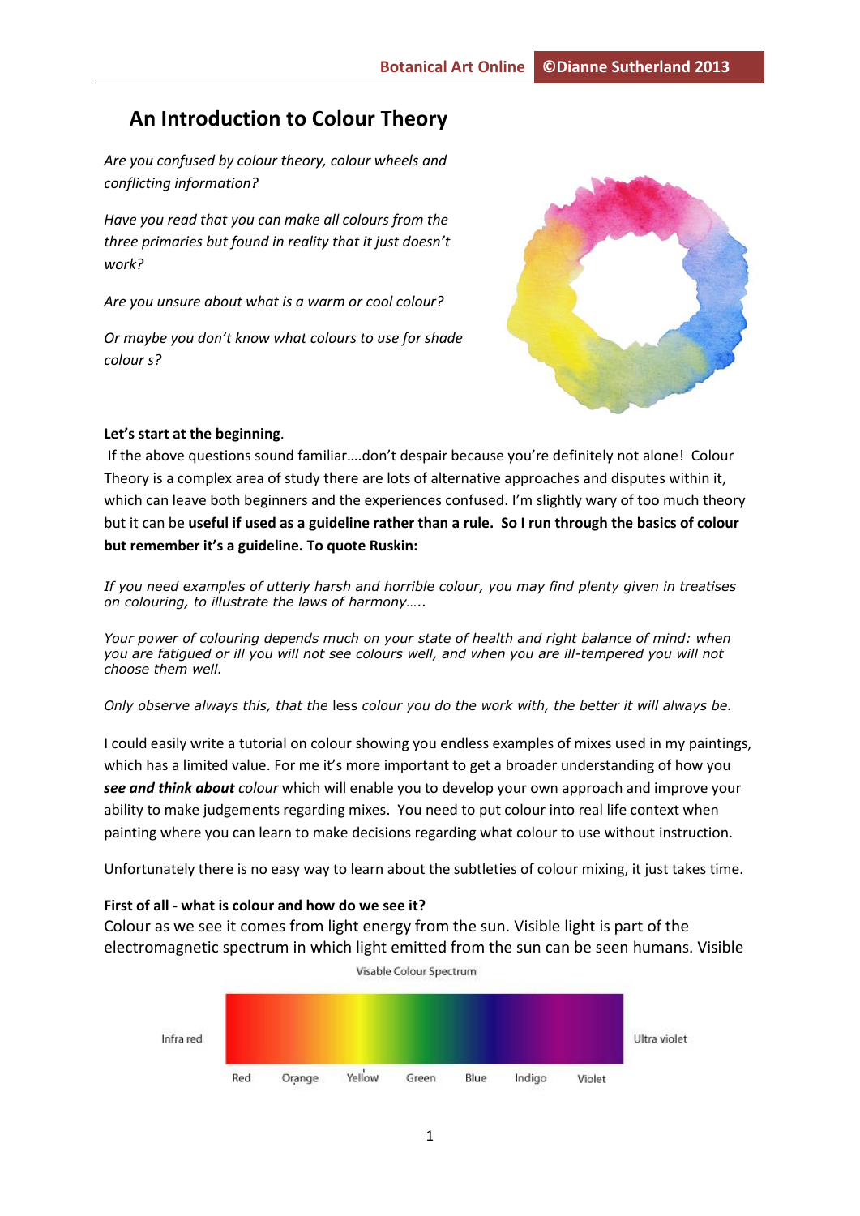# An Introduction to Colour Theory

*Are you confused by colour theory, colour wheels and conflicting information?*

*Have you read that you can make all colours from the three primaries but found in reality that it just doesn't work?*

*Are you unsure about what is a warm or cool colour?*

*Or maybe you don't know what colours to use for shade colour s?*

**Let's start at the beginning**.

If the above questions sound familiar….don't despair because you're definitely not alone! Colour Theory is a complex area of study there are lots of alternative approaches and disputes within it, which can leave both beginners and the experiences confused. I'm slightly wary of too much theory but it can be **useful if used as a guideline rather than a rule. So I run through the basics of colour but remember it's a guideline. To quote Ruskin:**

*If you need examples of utterly harsh and horrible colour, you may find plenty given in treatises on colouring, to illustrate the laws of harmony…..*

*Your power of colouring depends much on your state of health and right balance of mind: when you are fatigued or ill you will not see colours well, and when you are ill-tempered you will not choose them well.*

*Only observe always this, that the* less *colour you do the work with, the better it will always be.*

I could easily write a tutorial on colour showing you endless examples of mixes used in my paintings, which has a limited value. For me it's more important to get a broader understanding of how you ***see and think about*** *colour* which will enable you to develop your own approach and improve your ability to make judgements regarding mixes. You need to put colour into real life context when painting where you can learn to make decisions regarding what colour to use without instruction.

Unfortunately there is no easy way to learn about the subtleties of colour mixing, it just takes time.

**First of all - what is colour and how do we see it?**

Colour as we see it comes from light energy from the sun. Visible light is part of the electromagnetic spectrum in which light emitted from the sun can be seen humans. Visible

Visable Colour Spectrum

Infra red — Red, Orange, Yellow, Green, Blue, Indigo, Violet — Ultra violet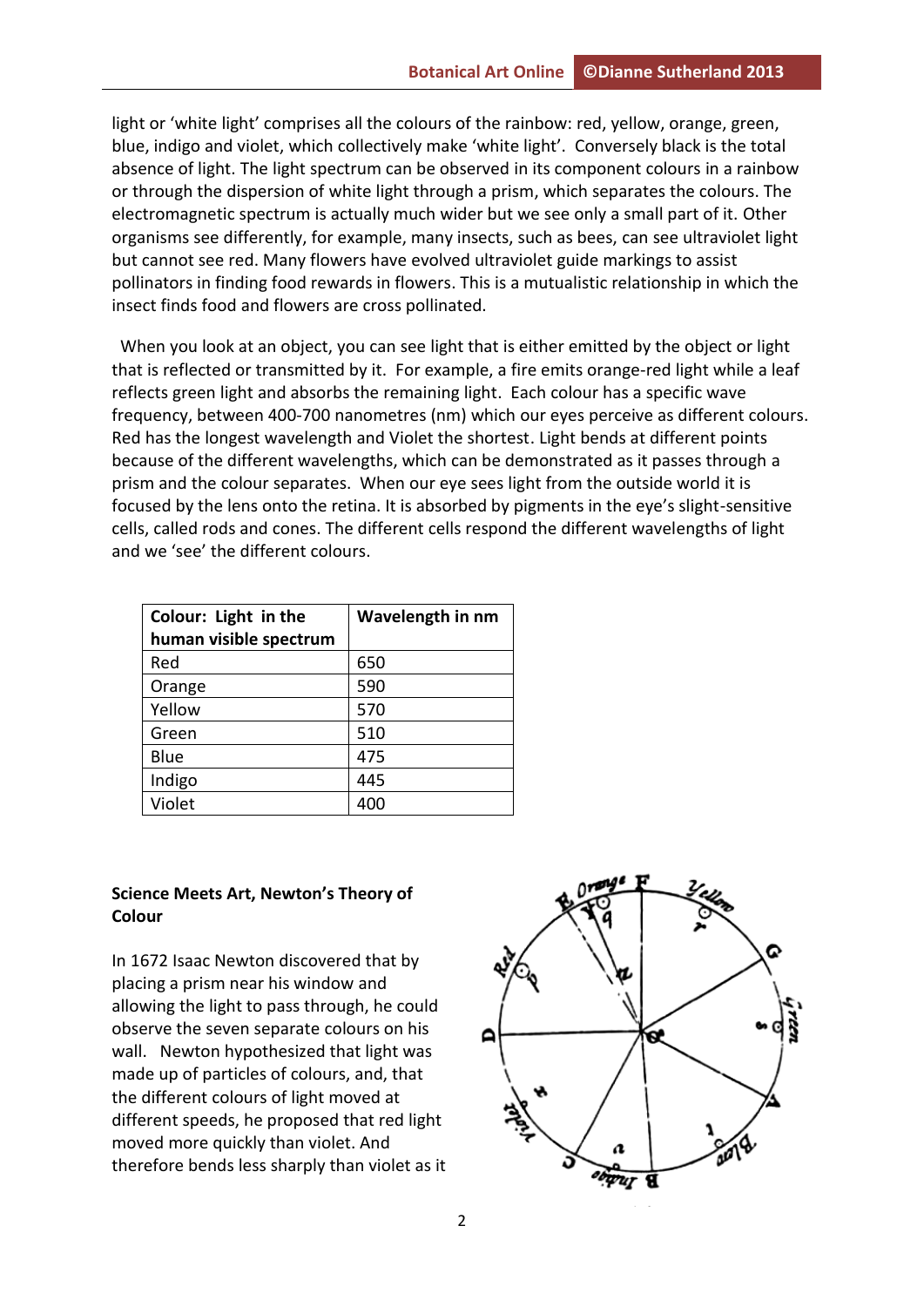light or 'white light' comprises all the colours of the rainbow: red, yellow, orange, green, blue, indigo and violet, which collectively make 'white light'.  Conversely black is the total absence of light. The light spectrum can be observed in its component colours in a rainbow or through the dispersion of white light through a prism, which separates the colours. The electromagnetic spectrum is actually much wider but we see only a small part of it. Other organisms see differently, for example, many insects, such as bees, can see ultraviolet light but cannot see red. Many flowers have evolved ultraviolet guide markings to assist pollinators in finding food rewards in flowers. This is a mutualistic relationship in which the insect finds food and flowers are cross pollinated.

When you look at an object, you can see light that is either emitted by the object or light that is reflected or transmitted by it.  For example, a fire emits orange-red light while a leaf reflects green light and absorbs the remaining light.  Each colour has a specific wave frequency, between 400-700 nanometres (nm) which our eyes perceive as different colours. Red has the longest wavelength and Violet the shortest. Light bends at different points because of the different wavelengths, which can be demonstrated as it passes through a prism and the colour separates.  When our eye sees light from the outside world it is focused by the lens onto the retina. It is absorbed by pigments in the eye's slight-sensitive cells, called rods and cones. The different cells respond the different wavelengths of light and we 'see' the different colours.

| Colour: Light in the human visible spectrum | Wavelength in nm |
|---|---|
| Red | 650 |
| Orange | 590 |
| Yellow | 570 |
| Green | 510 |
| Blue | 475 |
| Indigo | 445 |
| Violet | 400 |

**Science Meets Art, Newton's Theory of Colour**

In 1672 Isaac Newton discovered that by placing a prism near his window and allowing the light to pass through, he could observe the seven separate colours on his wall.   Newton hypothesized that light was made up of particles of colours, and, that the different colours of light moved at different speeds, he proposed that red light moved more quickly than violet. And therefore bends less sharply than violet as it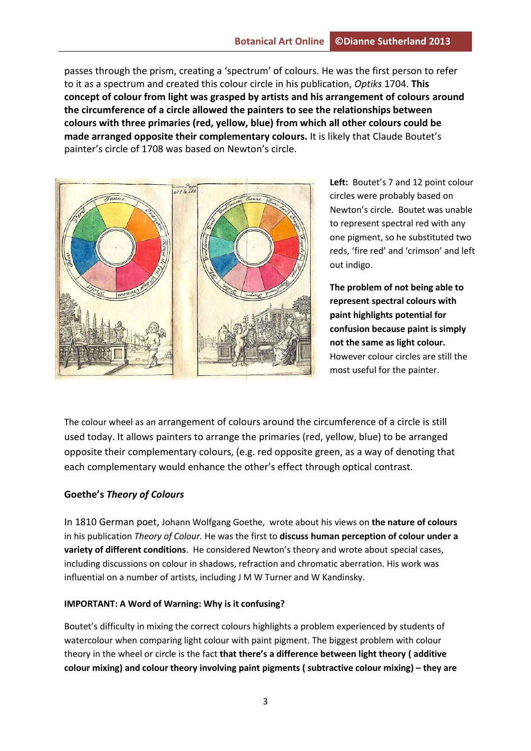passes through the prism, creating a 'spectrum' of colours. He was the first person to refer to it as a spectrum and created this colour circle in his publication, *Optiks* 1704. **This concept of colour from light was grasped by artists and his arrangement of colours around the circumference of a circle allowed the painters to see the relationships between colours with three primaries (red, yellow, blue) from which all other colours could be made arranged opposite their complementary colours.** It is likely that Claude Boutet's painter's circle of 1708 was based on Newton's circle.

**Left:** Boutet's 7 and 12 point colour circles were probably based on Newton's circle. Boutet was unable to represent spectral red with any one pigment, so he substituted two reds, 'fire red' and 'crimson' and left out indigo.

**The problem of not being able to represent spectral colours with paint highlights potential for confusion because paint is simply not the same as light colour.** However colour circles are still the most useful for the painter.

The colour wheel as an arrangement of colours around the circumference of a circle is still used today. It allows painters to arrange the primaries (red, yellow, blue) to be arranged opposite their complementary colours, (e.g. red opposite green, as a way of denoting that each complementary would enhance the other's effect through optical contrast.

**Goethe's *Theory of Colours***

In 1810 German poet, Johann Wolfgang Goethe, wrote about his views on **the nature of colours** in his publication *Theory of Colour.* He was the first to **discuss human perception of colour under a variety of different conditions**. He considered Newton's theory and wrote about special cases, including discussions on colour in shadows, refraction and chromatic aberration. His work was influential on a number of artists, including J M W Turner and W Kandinsky.

**IMPORTANT: A Word of Warning: Why is it confusing?**

Boutet's difficulty in mixing the correct colours highlights a problem experienced by students of watercolour when comparing light colour with paint pigment. The biggest problem with colour theory in the wheel or circle is the fact **that there's a difference between light theory ( additive colour mixing) and colour theory involving paint pigments ( subtractive colour mixing) – they are**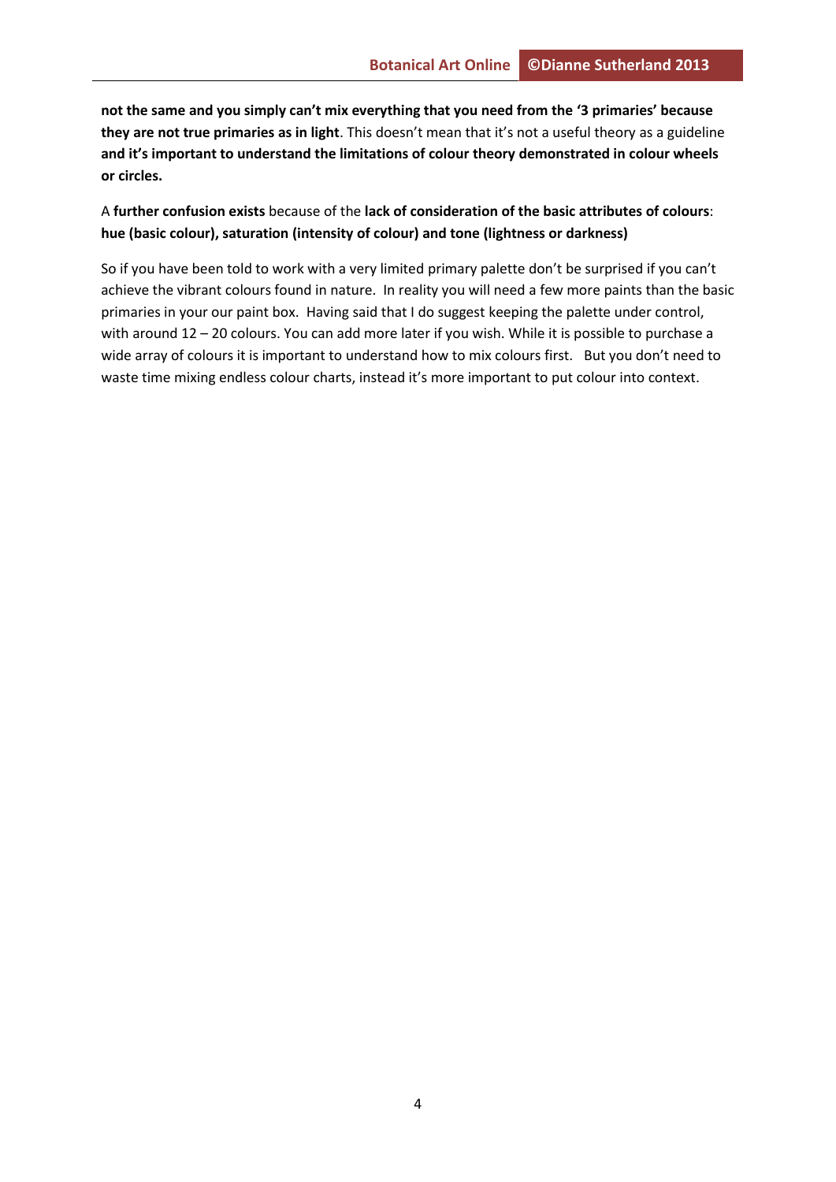**not the same and you simply can't mix everything that you need from the '3 primaries' because they are not true primaries as in light**. This doesn't mean that it's not a useful theory as a guideline **and it's important to understand the limitations of colour theory demonstrated in colour wheels or circles.**

A **further confusion exists** because of the **lack of consideration of the basic attributes of colours**: **hue (basic colour), saturation (intensity of colour) and tone (lightness or darkness)**

So if you have been told to work with a very limited primary palette don't be surprised if you can't achieve the vibrant colours found in nature. In reality you will need a few more paints than the basic primaries in your our paint box. Having said that I do suggest keeping the palette under control, with around 12 – 20 colours. You can add more later if you wish. While it is possible to purchase a wide array of colours it is important to understand how to mix colours first. But you don't need to waste time mixing endless colour charts, instead it's more important to put colour into context.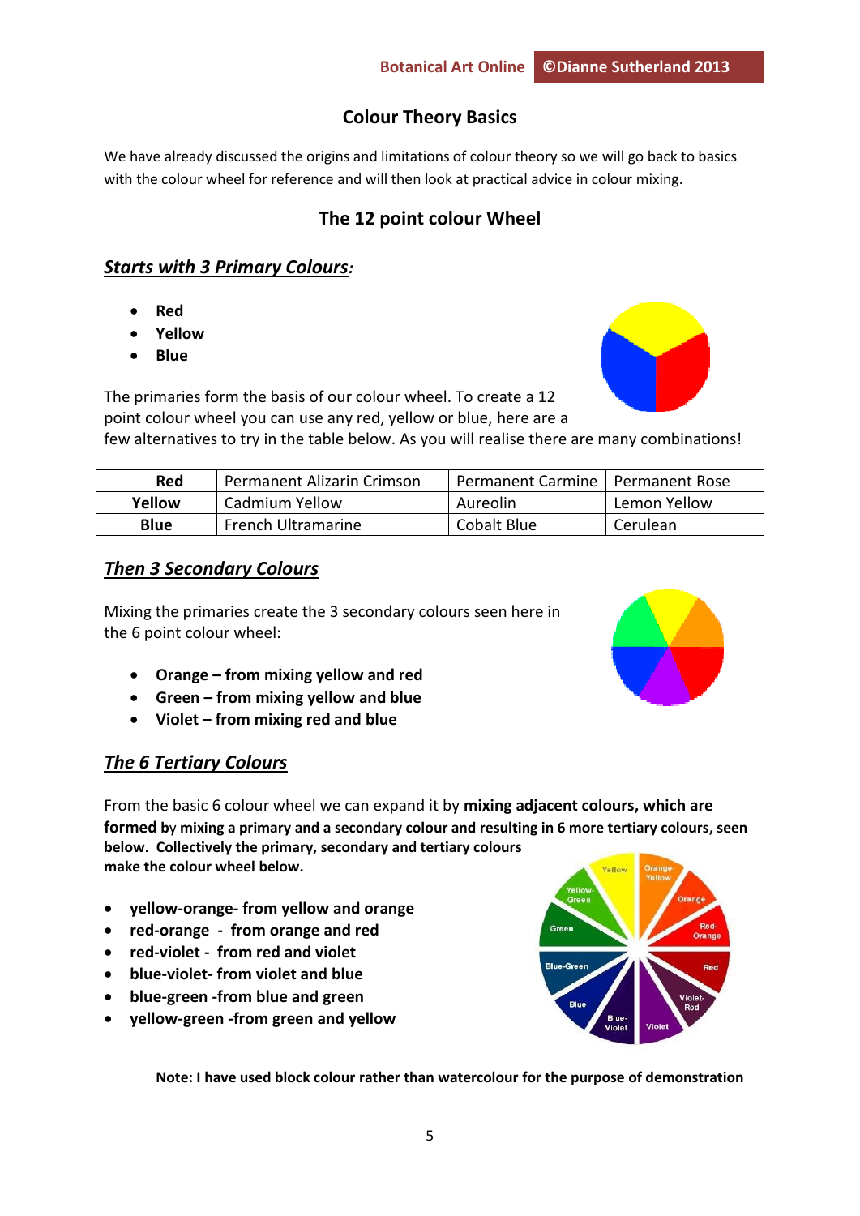## Colour Theory Basics

We have already discussed the origins and limitations of colour theory so we will go back to basics with the colour wheel for reference and will then look at practical advice in colour mixing.

## The 12 point colour Wheel

### ***Starts with 3 Primary Colours:***

- **Red**
- **Yellow**
- **Blue**

The primaries form the basis of our colour wheel. To create a 12 point colour wheel you can use any red, yellow or blue, here are a few alternatives to try in the table below. As you will realise there are many combinations!

| **Red** | Permanent Alizarin Crimson | Permanent Carmine | Permanent Rose |
|---|---|---|---|
| **Yellow** | Cadmium Yellow | Aureolin | Lemon Yellow |
| **Blue** | French Ultramarine | Cobalt Blue | Cerulean |

### ***Then 3 Secondary Colours***

Mixing the primaries create the 3 secondary colours seen here in the 6 point colour wheel:

- **Orange – from mixing yellow and red**
- **Green – from mixing yellow and blue**
- **Violet – from mixing red and blue**

### ***The 6 Tertiary Colours***

From the basic 6 colour wheel we can expand it by **mixing adjacent colours, which are formed by mixing a primary and a secondary colour and resulting in 6 more tertiary colours, seen below. Collectively the primary, secondary and tertiary colours make the colour wheel below.**

- **yellow-orange- from yellow and orange**
- **red-orange - from orange and red**
- **red-violet - from red and violet**
- **blue-violet- from violet and blue**
- **blue-green -from blue and green**
- **yellow-green -from green and yellow**

**Note: I have used block colour rather than watercolour for the purpose of demonstration**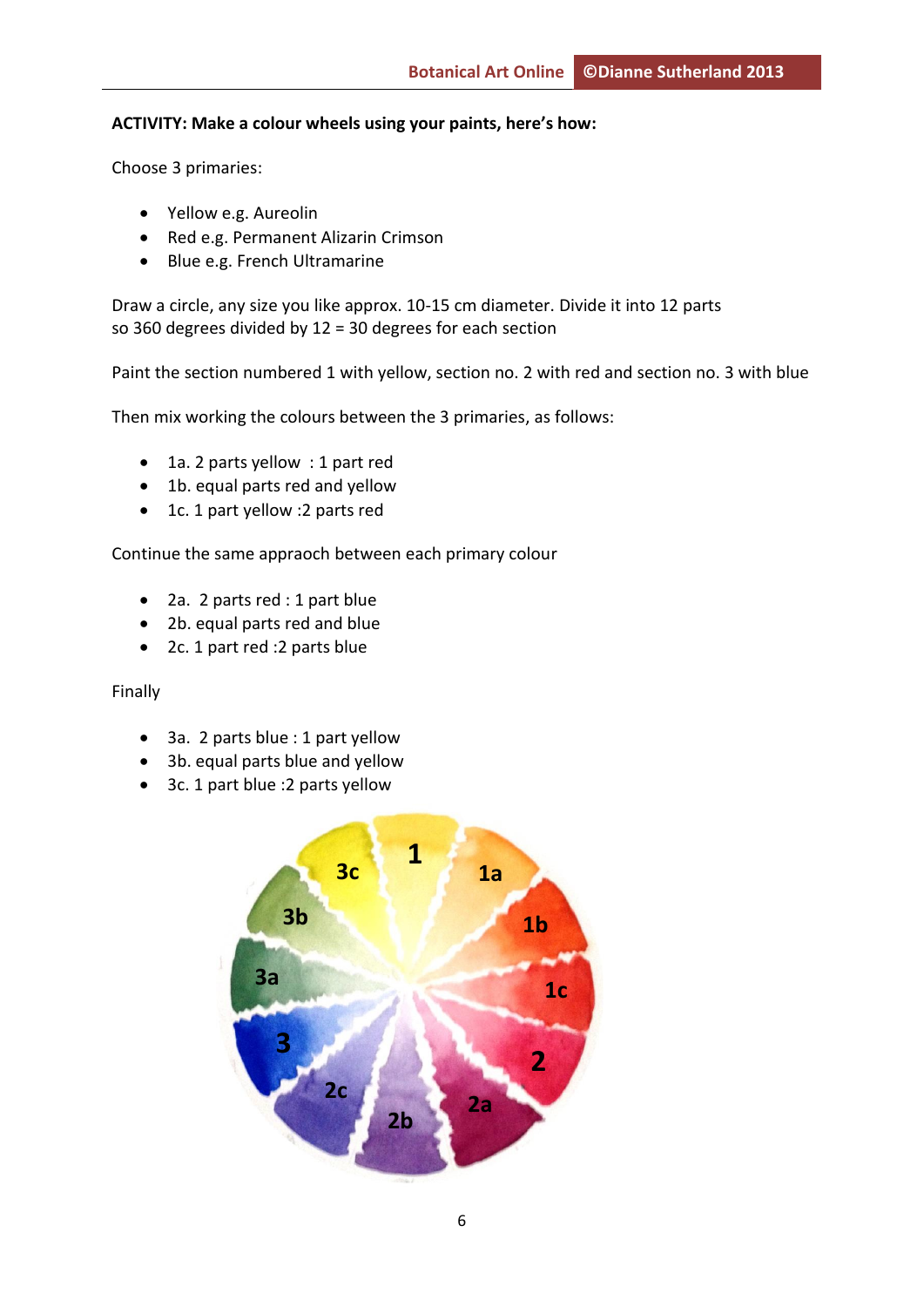**ACTIVITY: Make a colour wheels using your paints, here's how:**

Choose 3 primaries:

- Yellow e.g. Aureolin
- Red e.g. Permanent Alizarin Crimson
- Blue e.g. French Ultramarine

Draw a circle, any size you like approx. 10-15 cm diameter. Divide it into 12 parts so 360 degrees divided by 12 = 30 degrees for each section

Paint the section numbered 1 with yellow, section no. 2 with red and section no. 3 with blue

Then mix working the colours between the 3 primaries, as follows:

- 1a. 2 parts yellow : 1 part red
- 1b. equal parts red and yellow
- 1c. 1 part yellow :2 parts red

Continue the same appraoch between each primary colour

- 2a. 2 parts red : 1 part blue
- 2b. equal parts red and blue
- 2c. 1 part red :2 parts blue

Finally

- 3a. 2 parts blue : 1 part yellow
- 3b. equal parts blue and yellow
- 3c. 1 part blue :2 parts yellow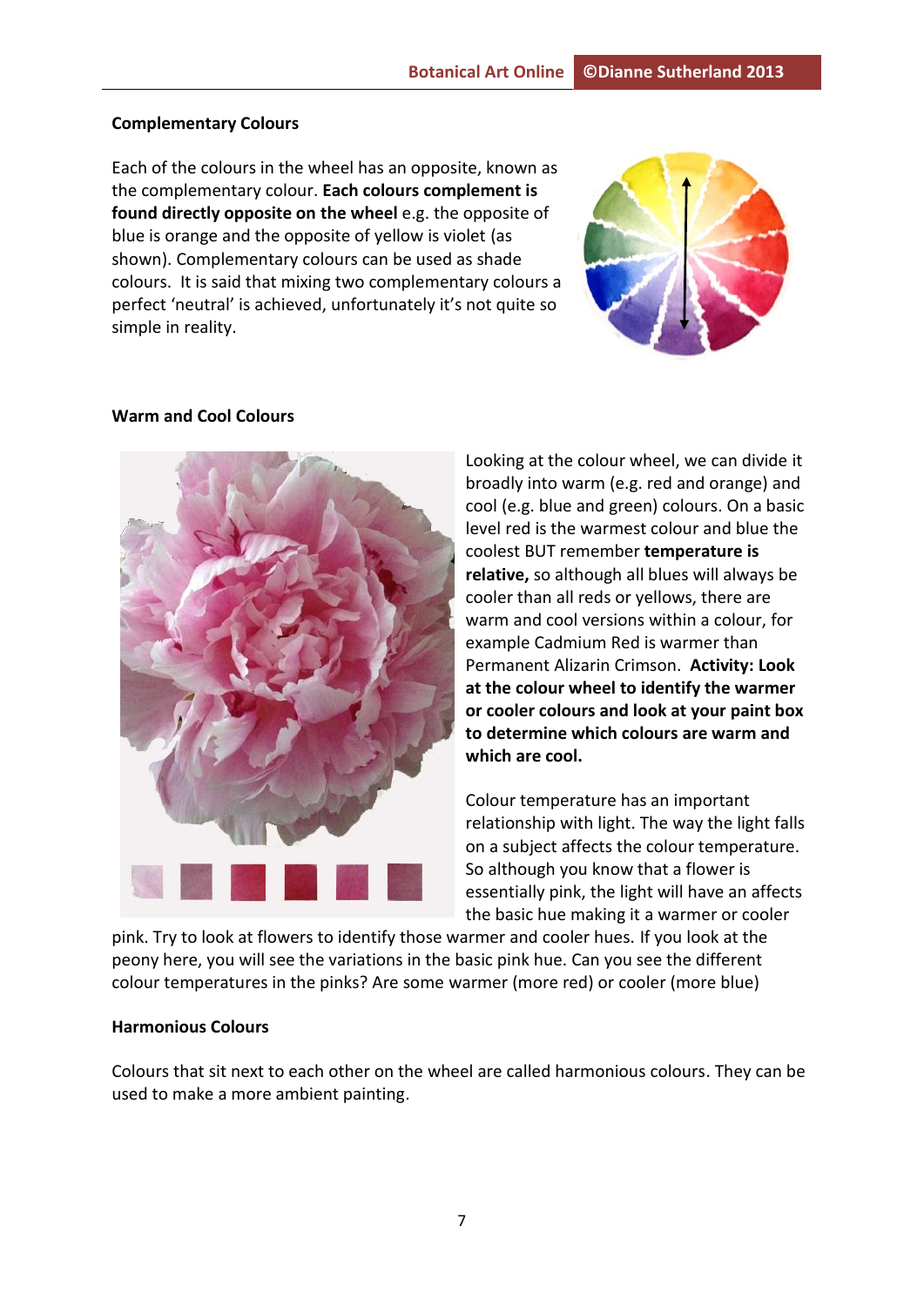## Complementary Colours

Each of the colours in the wheel has an opposite, known as the complementary colour. **Each colours complement is found directly opposite on the wheel** e.g. the opposite of blue is orange and the opposite of yellow is violet (as shown). Complementary colours can be used as shade colours. It is said that mixing two complementary colours a perfect 'neutral' is achieved, unfortunately it's not quite so simple in reality.

## Warm and Cool Colours

Looking at the colour wheel, we can divide it broadly into warm (e.g. red and orange) and cool (e.g. blue and green) colours. On a basic level red is the warmest colour and blue the coolest BUT remember **temperature is relative,** so although all blues will always be cooler than all reds or yellows, there are warm and cool versions within a colour, for example Cadmium Red is warmer than Permanent Alizarin Crimson. **Activity: Look at the colour wheel to identify the warmer or cooler colours and look at your paint box to determine which colours are warm and which are cool.**

Colour temperature has an important relationship with light. The way the light falls on a subject affects the colour temperature. So although you know that a flower is essentially pink, the light will have an affects the basic hue making it a warmer or cooler pink. Try to look at flowers to identify those warmer and cooler hues. If you look at the peony here, you will see the variations in the basic pink hue. Can you see the different colour temperatures in the pinks? Are some warmer (more red) or cooler (more blue)

## Harmonious Colours

Colours that sit next to each other on the wheel are called harmonious colours. They can be used to make a more ambient painting.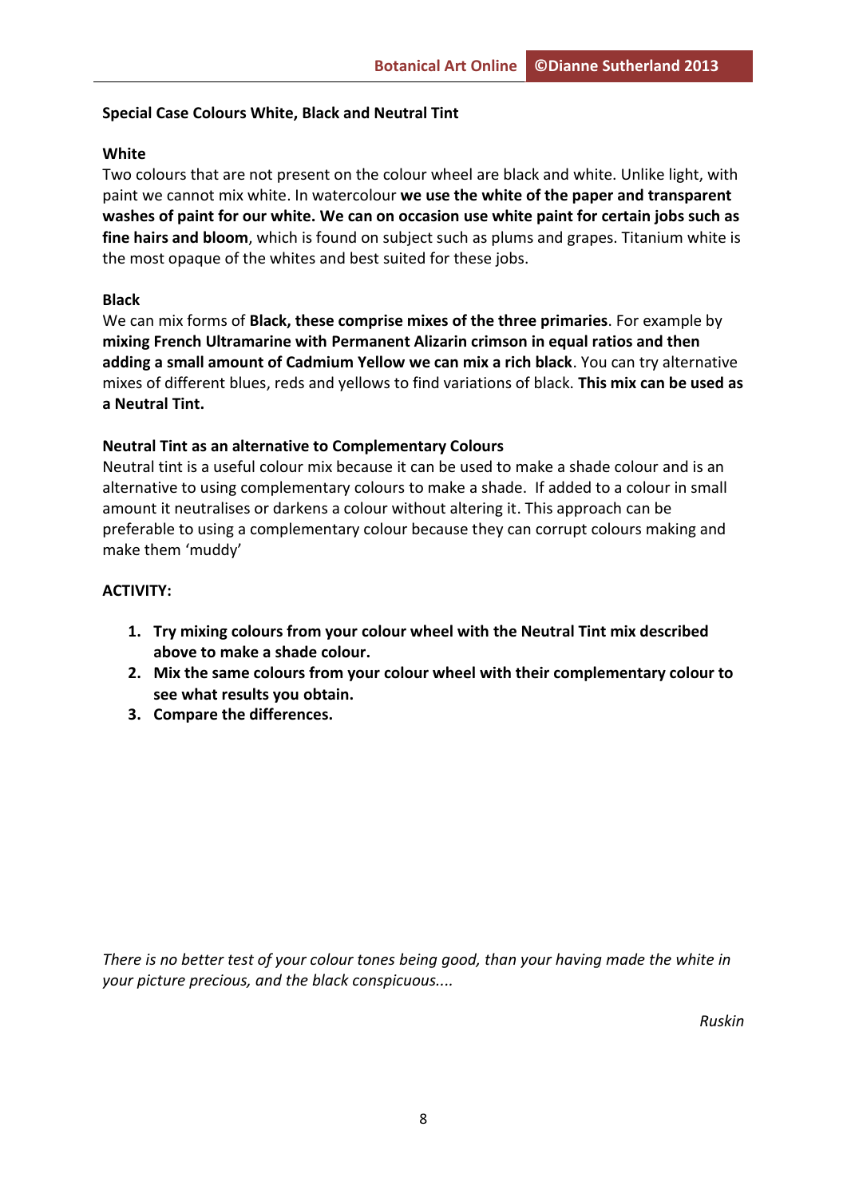## Special Case Colours White, Black and Neutral Tint

### White

Two colours that are not present on the colour wheel are black and white. Unlike light, with paint we cannot mix white. In watercolour **we use the white of the paper and transparent washes of paint for our white. We can on occasion use white paint for certain jobs such as fine hairs and bloom**, which is found on subject such as plums and grapes. Titanium white is the most opaque of the whites and best suited for these jobs.

### Black

We can mix forms of **Black, these comprise mixes of the three primaries**. For example by **mixing French Ultramarine with Permanent Alizarin crimson in equal ratios and then adding a small amount of Cadmium Yellow we can mix a rich black**. You can try alternative mixes of different blues, reds and yellows to find variations of black. **This mix can be used as a Neutral Tint.**

### Neutral Tint as an alternative to Complementary Colours

Neutral tint is a useful colour mix because it can be used to make a shade colour and is an alternative to using complementary colours to make a shade. If added to a colour in small amount it neutralises or darkens a colour without altering it. This approach can be preferable to using a complementary colour because they can corrupt colours making and make them 'muddy'

**ACTIVITY:**

1. **Try mixing colours from your colour wheel with the Neutral Tint mix described above to make a shade colour.**
2. **Mix the same colours from your colour wheel with their complementary colour to see what results you obtain.**
3. **Compare the differences.**

*There is no better test of your colour tones being good, than your having made the white in your picture precious, and the black conspicuous....*

*Ruskin*